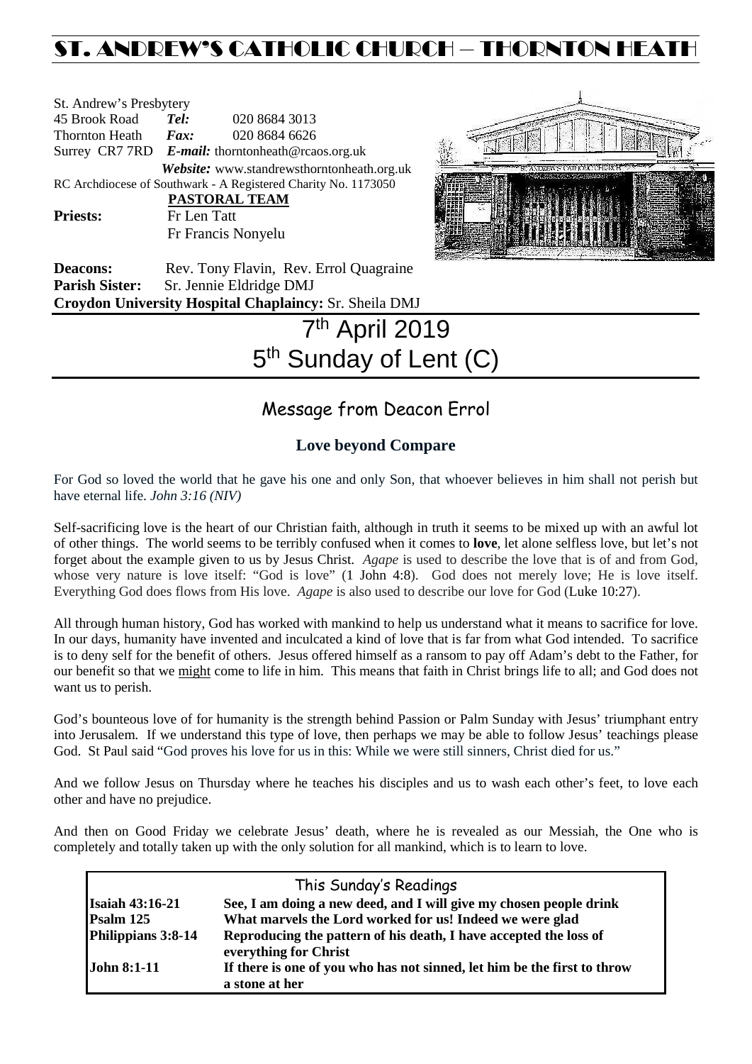# ST. ANDREW'S CATHOLIC CHURCH – THORNTON HEATH

St. Andrew's Presbytery
45 Brook Road *Tel:* 020 8684 3013
Thornton Heath *Fax:* 020 8684 6626
Surrey CR7 7RD *E-mail:* thorntonheath@rcaos.org.uk
*Website:* www.standrewsthorntonheath.org.uk
RC Archdiocese of Southwark - A Registered Charity No. 1173050

**PASTORAL TEAM**

**Priests:** Fr Len Tatt
Fr Francis Nonyelu

**Deacons:** Rev. Tony Flavin, Rev. Errol Quagraine
**Parish Sister:** Sr. Jennie Eldridge DMJ
**Croydon University Hospital Chaplaincy:** Sr. Sheila DMJ

# 7th April 2019
# 5th Sunday of Lent (C)

## Message from Deacon Errol

### Love beyond Compare

For God so loved the world that he gave his one and only Son, that whoever believes in him shall not perish but have eternal life. *John 3:16 (NIV)*

Self-sacrificing love is the heart of our Christian faith, although in truth it seems to be mixed up with an awful lot of other things. The world seems to be terribly confused when it comes to **love**, let alone selfless love, but let's not forget about the example given to us by Jesus Christ. *Agape* is used to describe the love that is of and from God, whose very nature is love itself: "God is love" (1 John 4:8). God does not merely love; He is love itself. Everything God does flows from His love. *Agape* is also used to describe our love for God (Luke 10:27).

All through human history, God has worked with mankind to help us understand what it means to sacrifice for love. In our days, humanity have invented and inculcated a kind of love that is far from what God intended. To sacrifice is to deny self for the benefit of others. Jesus offered himself as a ransom to pay off Adam's debt to the Father, for our benefit so that we might come to life in him. This means that faith in Christ brings life to all; and God does not want us to perish.

God's bounteous love of for humanity is the strength behind Passion or Palm Sunday with Jesus' triumphant entry into Jerusalem. If we understand this type of love, then perhaps we may be able to follow Jesus' teachings please God. St Paul said "God proves his love for us in this: While we were still sinners, Christ died for us."

And we follow Jesus on Thursday where he teaches his disciples and us to wash each other's feet, to love each other and have no prejudice.

And then on Good Friday we celebrate Jesus' death, where he is revealed as our Messiah, the One who is completely and totally taken up with the only solution for all mankind, which is to learn to love.

| This Sunday's Readings | |
|---|---|
| **Isaiah 43:16-21** | **See, I am doing a new deed, and I will give my chosen people drink** |
| **Psalm 125** | **What marvels the Lord worked for us! Indeed we were glad** |
| **Philippians 3:8-14** | **Reproducing the pattern of his death, I have accepted the loss of everything for Christ** |
| **John 8:1-11** | **If there is one of you who has not sinned, let him be the first to throw a stone at her** |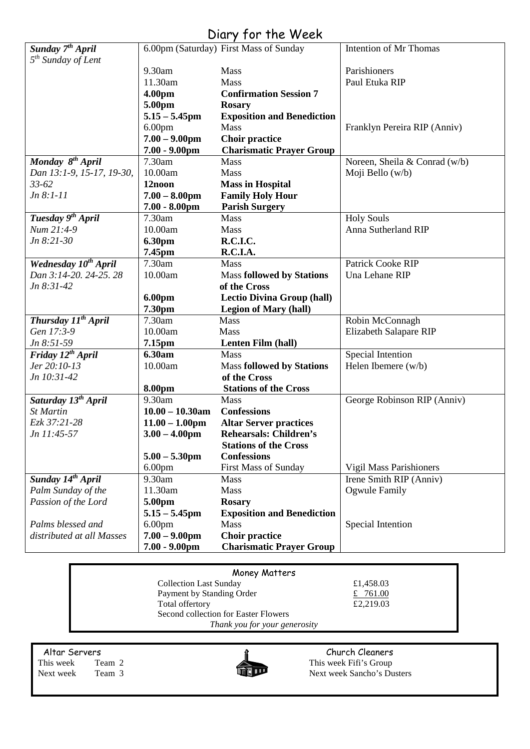# Diary for the Week

| | | | |
|---|---|---|---|
| ***Sunday 7th April*** | 6.00pm (Saturday) | First Mass of Sunday | Intention of Mr Thomas |
| *5th Sunday of Lent* | | | |
| | 9.30am | Mass | Parishioners |
| | 11.30am | Mass | Paul Etuka RIP |
| | **4.00pm** | **Confirmation Session 7** | |
| | **5.00pm** | **Rosary** | |
| | **5.15 – 5.45pm** | **Exposition and Benediction** | |
| | 6.00pm | Mass | Franklyn Pereira RIP (Anniv) |
| | **7.00 – 9.00pm** | **Choir practice** | |
| | **7.00 - 9.00pm** | **Charismatic Prayer Group** | |
| ***Monday 8th April*** | 7.30am | Mass | Noreen, Sheila & Conrad (w/b) |
| *Dan 13:1-9, 15-17, 19-30, 33-62* | 10.00am | Mass | Moji Bello (w/b) |
| *Jn 8:1-11* | **12noon** | **Mass in Hospital** | |
| | **7.00 – 8.00pm** | **Family Holy Hour** | |
| | **7.00 - 8.00pm** | **Parish Surgery** | |
| ***Tuesday 9th April*** | 7.30am | Mass | Holy Souls |
| *Num 21:4-9* | 10.00am | Mass | Anna Sutherland RIP |
| *Jn 8:21-30* | **6.30pm** | **R.C.I.C.** | |
| | **7.45pm** | **R.C.I.A.** | |
| ***Wednesday 10th April*** | 7.30am | Mass | Patrick Cooke RIP |
| *Dan 3:14-20. 24-25. 28* | 10.00am | Mass **followed by Stations of the Cross** | Una Lehane RIP |
| *Jn 8:31-42* | **6.00pm** | **Lectio Divina Group (hall)** | |
| | **7.30pm** | **Legion of Mary (hall)** | |
| ***Thursday 11th April*** | 7.30am | Mass | Robin McConnagh |
| *Gen 17:3-9* | 10.00am | Mass | Elizabeth Salapare RIP |
| *Jn 8:51-59* | **7.15pm** | **Lenten Film (hall)** | |
| ***Friday 12th April*** | **6.30am** | Mass | Special Intention |
| *Jer 20:10-13* | 10.00am | Mass **followed by Stations of the Cross** | Helen Ibemere (w/b) |
| *Jn 10:31-42* | **8.00pm** | **Stations of the Cross** | |
| ***Saturday 13th April*** | 9.30am | Mass | George Robinson RIP (Anniv) |
| *St Martin* | **10.00 – 10.30am** | **Confessions** | |
| *Ezk 37:21-28* | **11.00 – 1.00pm** | **Altar Server practices** | |
| *Jn 11:45-57* | **3.00 – 4.00pm** | **Rehearsals: Children's Stations of the Cross** | |
| | **5.00 – 5.30pm** | **Confessions** | |
| | 6.00pm | First Mass of Sunday | Vigil Mass Parishioners |
| ***Sunday 14th April*** | 9.30am | Mass | Irene Smith RIP (Anniv) |
| *Palm Sunday of the Passion of the Lord* | 11.30am | Mass | Ogwule Family |
| | **5.00pm** | **Rosary** | |
| | **5.15 – 5.45pm** | **Exposition and Benediction** | |
| *Palms blessed and distributed at all Masses* | 6.00pm | Mass | Special Intention |
| | **7.00 – 9.00pm** | **Choir practice** | |
| | **7.00 - 9.00pm** | **Charismatic Prayer Group** | |

## Money Matters

| | |
|---|---|
| Collection Last Sunday | £1,458.03 |
| Payment by Standing Order | £ 761.00 |
| Total offertory | £2,219.03 |
| Second collection for Easter Flowers | |

*Thank you for your generosity*

## Altar Servers

This week Team 2
Next week Team 3

## Church Cleaners

This week Fifi's Group
Next week Sancho's Dusters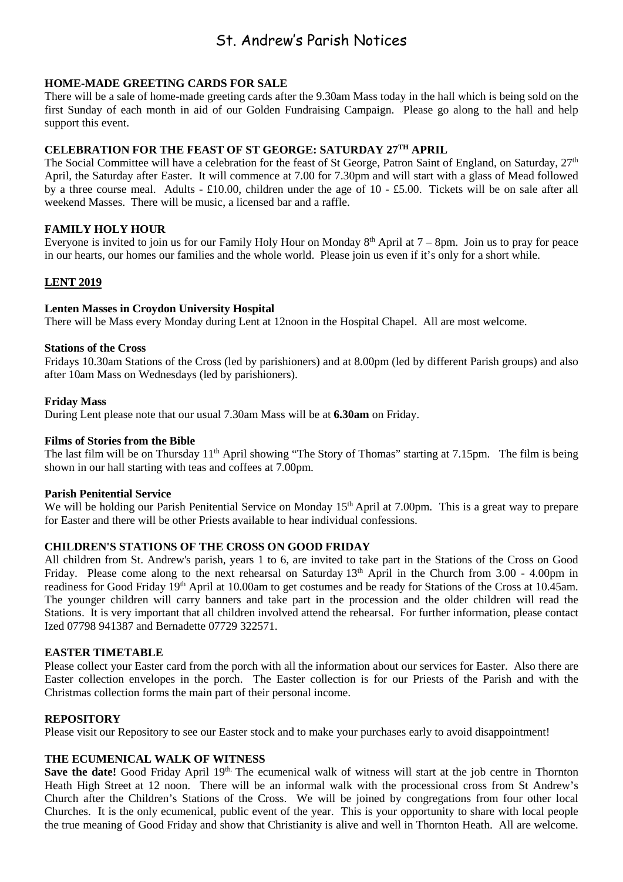# St. Andrew's Parish Notices

### HOME-MADE GREETING CARDS FOR SALE

There will be a sale of home-made greeting cards after the 9.30am Mass today in the hall which is being sold on the first Sunday of each month in aid of our Golden Fundraising Campaign. Please go along to the hall and help support this event.

### CELEBRATION FOR THE FEAST OF ST GEORGE: SATURDAY 27TH APRIL

The Social Committee will have a celebration for the feast of St George, Patron Saint of England, on Saturday, 27th April, the Saturday after Easter. It will commence at 7.00 for 7.30pm and will start with a glass of Mead followed by a three course meal. Adults - £10.00, children under the age of 10 - £5.00. Tickets will be on sale after all weekend Masses. There will be music, a licensed bar and a raffle.

### FAMILY HOLY HOUR

Everyone is invited to join us for our Family Holy Hour on Monday 8th April at 7 – 8pm. Join us to pray for peace in our hearts, our homes our families and the whole world. Please join us even if it's only for a short while.

### LENT 2019

**Lenten Masses in Croydon University Hospital**

There will be Mass every Monday during Lent at 12noon in the Hospital Chapel. All are most welcome.

**Stations of the Cross**

Fridays 10.30am Stations of the Cross (led by parishioners) and at 8.00pm (led by different Parish groups) and also after 10am Mass on Wednesdays (led by parishioners).

**Friday Mass**

During Lent please note that our usual 7.30am Mass will be at **6.30am** on Friday.

**Films of Stories from the Bible**

The last film will be on Thursday 11th April showing "The Story of Thomas" starting at 7.15pm. The film is being shown in our hall starting with teas and coffees at 7.00pm.

**Parish Penitential Service**

We will be holding our Parish Penitential Service on Monday 15th April at 7.00pm. This is a great way to prepare for Easter and there will be other Priests available to hear individual confessions.

### CHILDREN'S STATIONS OF THE CROSS ON GOOD FRIDAY

All children from St. Andrew's parish, years 1 to 6, are invited to take part in the Stations of the Cross on Good Friday. Please come along to the next rehearsal on Saturday 13th April in the Church from 3.00 - 4.00pm in readiness for Good Friday 19th April at 10.00am to get costumes and be ready for Stations of the Cross at 10.45am. The younger children will carry banners and take part in the procession and the older children will read the Stations. It is very important that all children involved attend the rehearsal. For further information, please contact Ized 07798 941387 and Bernadette 07729 322571.

### EASTER TIMETABLE

Please collect your Easter card from the porch with all the information about our services for Easter. Also there are Easter collection envelopes in the porch. The Easter collection is for our Priests of the Parish and with the Christmas collection forms the main part of their personal income.

### REPOSITORY

Please visit our Repository to see our Easter stock and to make your purchases early to avoid disappointment!

### THE ECUMENICAL WALK OF WITNESS

**Save the date!** Good Friday April 19th. The ecumenical walk of witness will start at the job centre in Thornton Heath High Street at 12 noon. There will be an informal walk with the processional cross from St Andrew's Church after the Children's Stations of the Cross. We will be joined by congregations from four other local Churches. It is the only ecumenical, public event of the year. This is your opportunity to share with local people the true meaning of Good Friday and show that Christianity is alive and well in Thornton Heath. All are welcome.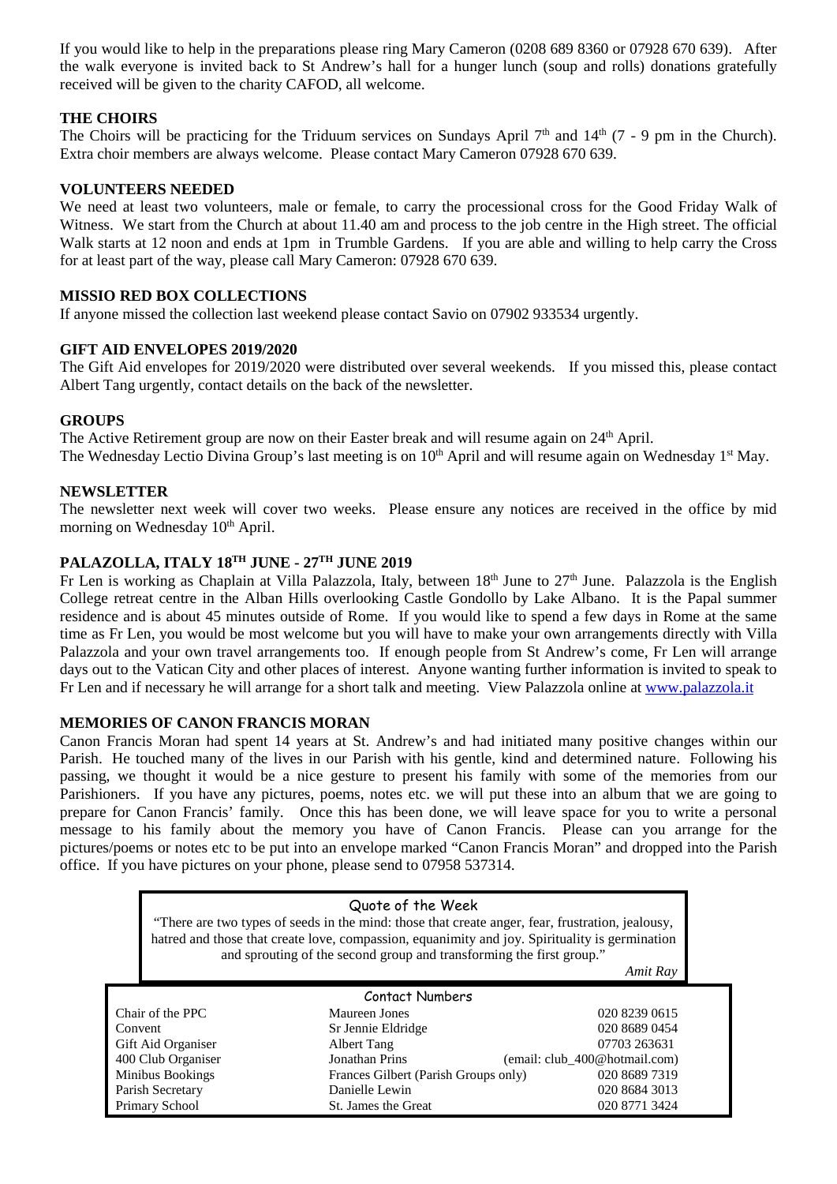If you would like to help in the preparations please ring Mary Cameron (0208 689 8360 or 07928 670 639). After the walk everyone is invited back to St Andrew's hall for a hunger lunch (soup and rolls) donations gratefully received will be given to the charity CAFOD, all welcome.

**THE CHOIRS**

The Choirs will be practicing for the Triduum services on Sundays April 7th and 14th (7 - 9 pm in the Church). Extra choir members are always welcome. Please contact Mary Cameron 07928 670 639.

**VOLUNTEERS NEEDED**

We need at least two volunteers, male or female, to carry the processional cross for the Good Friday Walk of Witness. We start from the Church at about 11.40 am and process to the job centre in the High street. The official Walk starts at 12 noon and ends at 1pm in Trumble Gardens. If you are able and willing to help carry the Cross for at least part of the way, please call Mary Cameron: 07928 670 639.

**MISSIO RED BOX COLLECTIONS**

If anyone missed the collection last weekend please contact Savio on 07902 933534 urgently.

**GIFT AID ENVELOPES 2019/2020**

The Gift Aid envelopes for 2019/2020 were distributed over several weekends. If you missed this, please contact Albert Tang urgently, contact details on the back of the newsletter.

**GROUPS**

The Active Retirement group are now on their Easter break and will resume again on 24th April.
The Wednesday Lectio Divina Group's last meeting is on 10th April and will resume again on Wednesday 1st May.

**NEWSLETTER**

The newsletter next week will cover two weeks. Please ensure any notices are received in the office by mid morning on Wednesday 10th April.

**PALAZOLLA, ITALY 18TH JUNE - 27TH JUNE 2019**

Fr Len is working as Chaplain at Villa Palazzola, Italy, between 18th June to 27th June. Palazzola is the English College retreat centre in the Alban Hills overlooking Castle Gondollo by Lake Albano. It is the Papal summer residence and is about 45 minutes outside of Rome. If you would like to spend a few days in Rome at the same time as Fr Len, you would be most welcome but you will have to make your own arrangements directly with Villa Palazzola and your own travel arrangements too. If enough people from St Andrew's come, Fr Len will arrange days out to the Vatican City and other places of interest. Anyone wanting further information is invited to speak to Fr Len and if necessary he will arrange for a short talk and meeting. View Palazzola online at www.palazzola.it

**MEMORIES OF CANON FRANCIS MORAN**

Canon Francis Moran had spent 14 years at St. Andrew's and had initiated many positive changes within our Parish. He touched many of the lives in our Parish with his gentle, kind and determined nature. Following his passing, we thought it would be a nice gesture to present his family with some of the memories from our Parishioners. If you have any pictures, poems, notes etc. we will put these into an album that we are going to prepare for Canon Francis' family. Once this has been done, we will leave space for you to write a personal message to his family about the memory you have of Canon Francis. Please can you arrange for the pictures/poems or notes etc to be put into an envelope marked "Canon Francis Moran" and dropped into the Parish office. If you have pictures on your phone, please send to 07958 537314.

**Quote of the Week**

"There are two types of seeds in the mind: those that create anger, fear, frustration, jealousy, hatred and those that create love, compassion, equanimity and joy. Spirituality is germination and sprouting of the second group and transforming the first group."

*Amit Ray*

**Contact Numbers**

| | | |
|---|---|---|
| Chair of the PPC | Maureen Jones | 020 8239 0615 |
| Convent | Sr Jennie Eldridge | 020 8689 0454 |
| Gift Aid Organiser | Albert Tang | 07703 263631 |
| 400 Club Organiser | Jonathan Prins | (email: club_400@hotmail.com) |
| Minibus Bookings | Frances Gilbert (Parish Groups only) | 020 8689 7319 |
| Parish Secretary | Danielle Lewin | 020 8684 3013 |
| Primary School | St. James the Great | 020 8771 3424 |